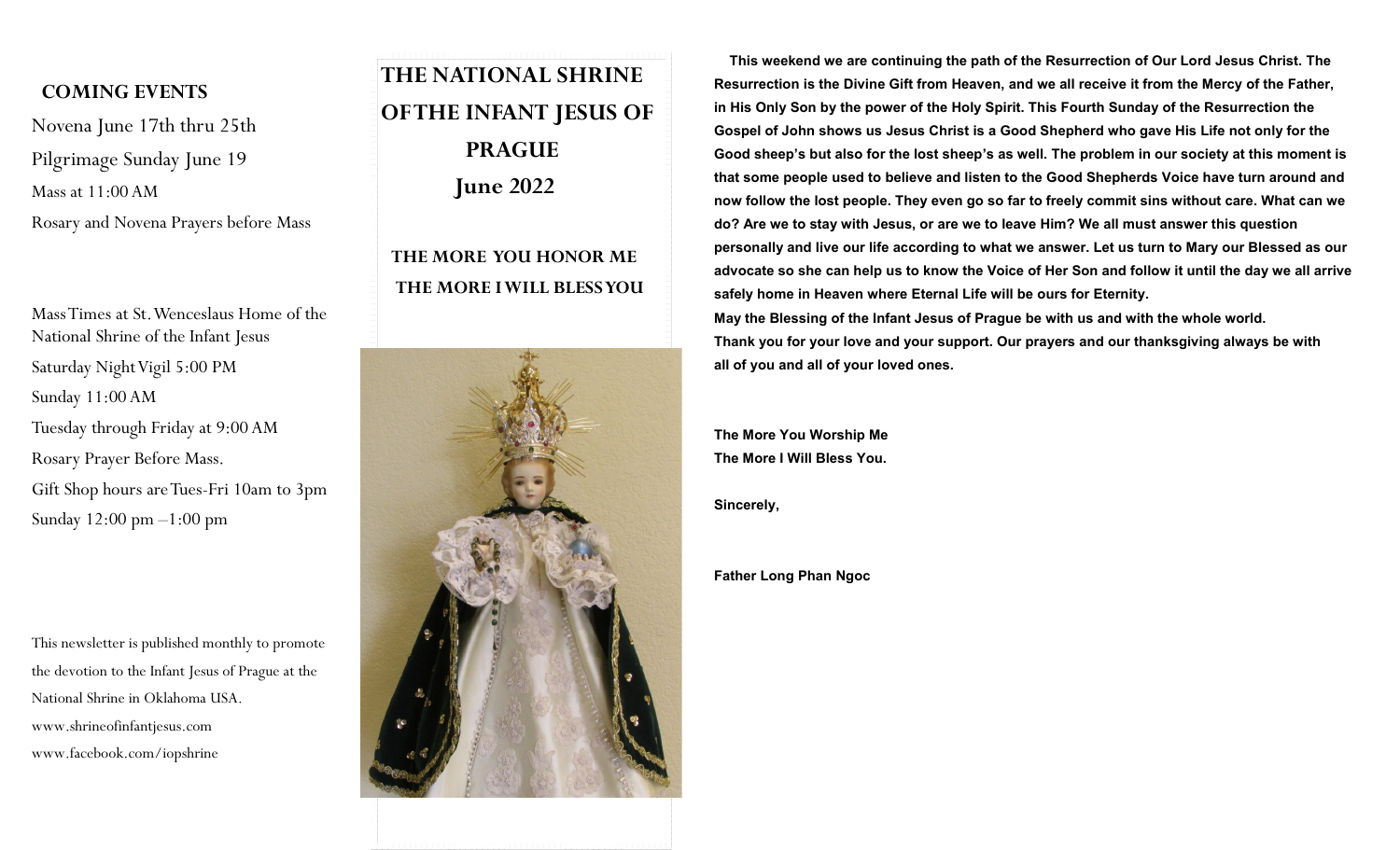## COMING EVENTS

Novena June 17th thru 25th

Pilgrimage Sunday June 19

Mass at 11:00 AM

Rosary and Novena Prayers before Mass

Mass Times at St. Wenceslaus Home of the National Shrine of the Infant Jesus

Saturday Night Vigil 5:00 PM

Sunday 11:00 AM

Tuesday through Friday at 9:00 AM

Rosary Prayer Before Mass.

Gift Shop hours are Tues-Fri 10am to 3pm

Sunday 12:00 pm –1:00 pm

This newsletter is published monthly to promote the devotion to the Infant Jesus of Prague at the National Shrine in Oklahoma USA.

www.shrineofinfantjesus.com

www.facebook.com/iopshrine

# THE NATIONAL SHRINE OF THE INFANT JESUS OF PRAGUE

## June 2022

### THE MORE YOU HONOR ME THE MORE I WILL BLESS YOU

**This weekend we are continuing the path of the Resurrection of Our Lord Jesus Christ. The Resurrection is the Divine Gift from Heaven, and we all receive it from the Mercy of the Father, in His Only Son by the power of the Holy Spirit. This Fourth Sunday of the Resurrection the Gospel of John shows us Jesus Christ is a Good Shepherd who gave His Life not only for the Good sheep's but also for the lost sheep's as well. The problem in our society at this moment is that some people used to believe and listen to the Good Shepherds Voice have turn around and now follow the lost people. They even go so far to freely commit sins without care. What can we do? Are we to stay with Jesus, or are we to leave Him? We all must answer this question personally and live our life according to what we answer. Let us turn to Mary our Blessed as our advocate so she can help us to know the Voice of Her Son and follow it until the day we all arrive safely home in Heaven where Eternal Life will be ours for Eternity.**

**May the Blessing of the Infant Jesus of Prague be with us and with the whole world.**

**Thank you for your love and your support. Our prayers and our thanksgiving always be with all of you and all of your loved ones.**

**The More You Worship Me**
**The More I Will Bless You.**

**Sincerely,**

**Father Long Phan Ngoc**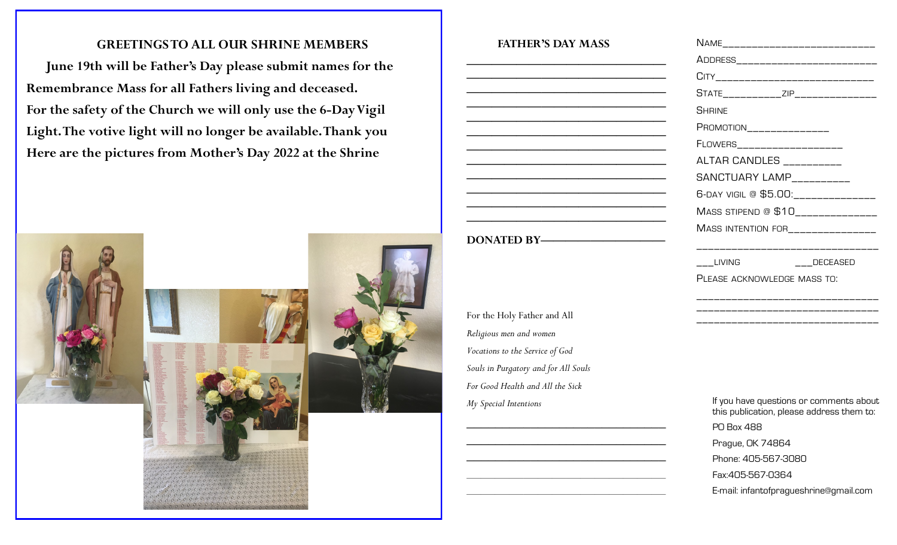## GREETINGS TO ALL OUR SHRINE MEMBERS

**June 19th will be Father's Day please submit names for the Remembrance Mass for all Fathers living and deceased.**
**For the safety of the Church we will only use the 6-Day Vigil Light. The votive light will no longer be available. Thank you**
**Here are the pictures from Mother's Day 2022 at the Shrine**

## FATHER'S DAY MASS

______________________________
______________________________
______________________________
______________________________
______________________________
______________________________
______________________________
______________________________
______________________________
______________________________
______________________________

**DONATED BY**____________________

For the Holy Father and All
*Religious men and women*
*Vocations to the Service of God*
*Souls in Purgatory and for All Souls*
*For Good Health and All the Sick*
*My Special Intentions*

______________________________
______________________________
______________________________
______________________________
______________________________

NAME_________________________
ADDRESS______________________
CITY__________________________
STATE__________ZIP______________
SHRINE
PROMOTION______________
FLOWERS__________________
ALTAR CANDLES __________
SANCTUARY LAMP__________
6-DAY VIGIL @ $5.00:______________
MASS STIPEND @ $10______________
MASS INTENTION FOR_______________
______________________________
___LIVING ___DECEASED
PLEASE ACKNOWLEDGE MASS TO:
______________________________
______________________________
______________________________

If you have questions or comments about this publication, please address them to:

PO Box 488
Prague, OK 74864
Phone: 405-567-3080
Fax:405-567-0364
E-mail: infantofpragueshrine@gmail.com